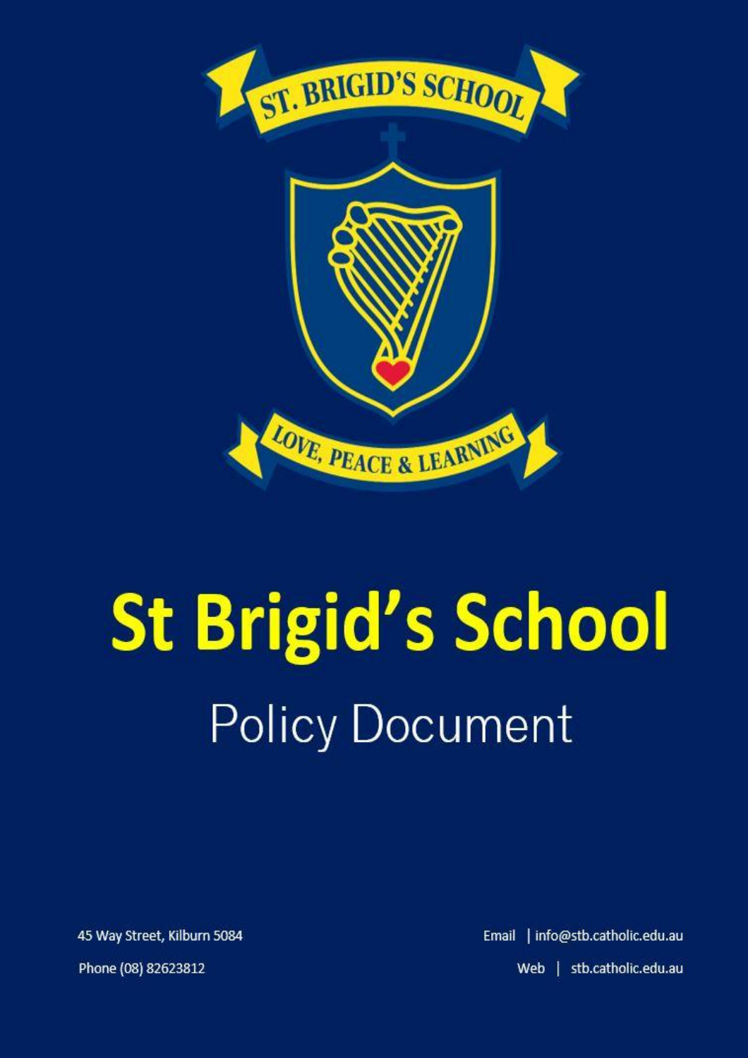ST. BRIGID'S SCHOOL

LOVE, PEACE & LEARNING

# St Brigid's School

## Policy Document

45 Way Street, Kilburn 5084

Phone (08) 82623812

Email | info@stb.catholic.edu.au

Web | stb.catholic.edu.au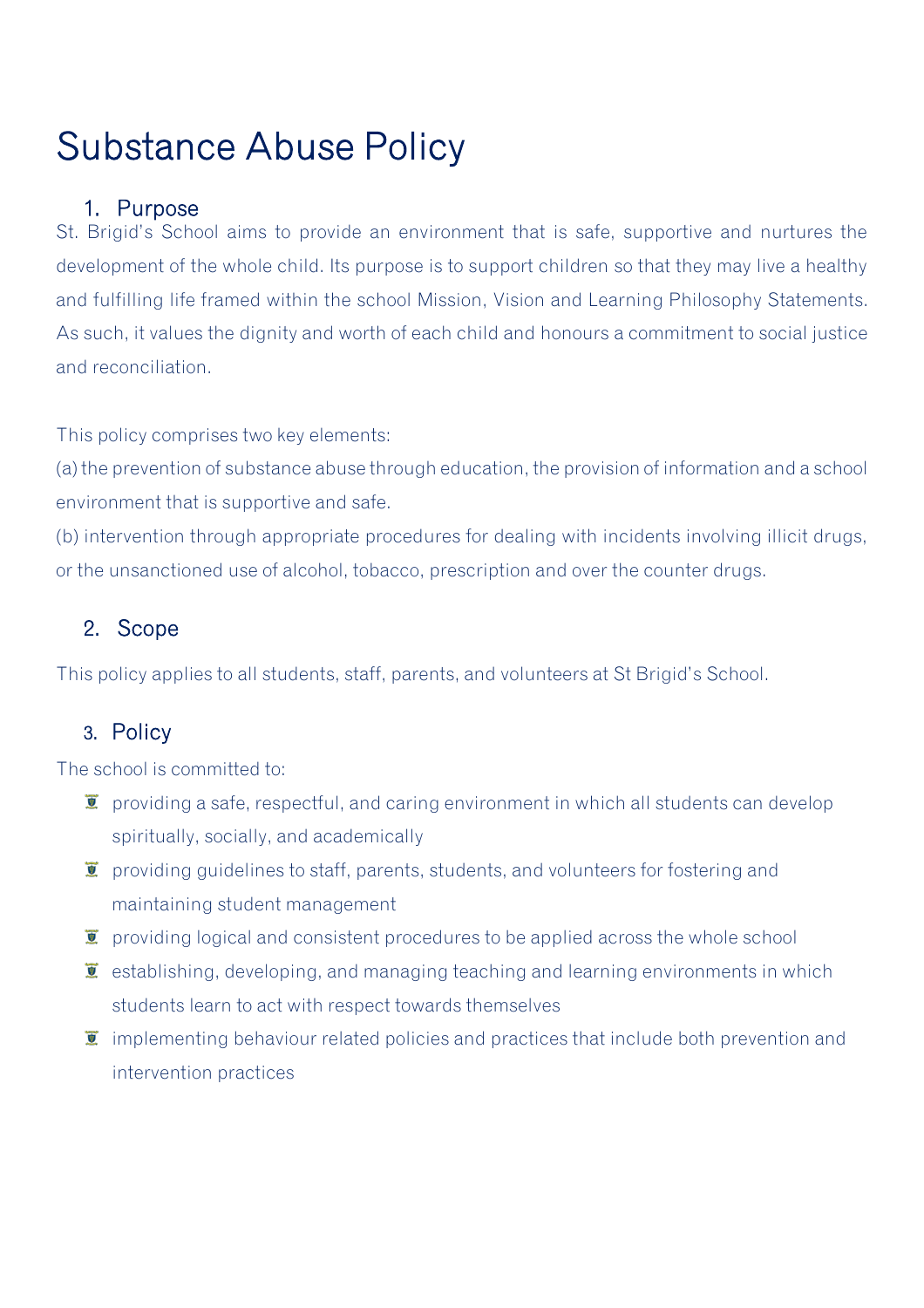# Substance Abuse Policy

## 1. Purpose

St. Brigid's School aims to provide an environment that is safe, supportive and nurtures the development of the whole child. Its purpose is to support children so that they may live a healthy and fulfilling life framed within the school Mission, Vision and Learning Philosophy Statements. As such, it values the dignity and worth of each child and honours a commitment to social justice and reconciliation.

This policy comprises two key elements:

(a) the prevention of substance abuse through education, the provision of information and a school environment that is supportive and safe.

(b) intervention through appropriate procedures for dealing with incidents involving illicit drugs, or the unsanctioned use of alcohol, tobacco, prescription and over the counter drugs.

## 2. Scope

This policy applies to all students, staff, parents, and volunteers at St Brigid's School.

## 3. Policy

The school is committed to:

- providing a safe, respectful, and caring environment in which all students can develop spiritually, socially, and academically
- providing guidelines to staff, parents, students, and volunteers for fostering and maintaining student management
- providing logical and consistent procedures to be applied across the whole school
- establishing, developing, and managing teaching and learning environments in which students learn to act with respect towards themselves
- implementing behaviour related policies and practices that include both prevention and intervention practices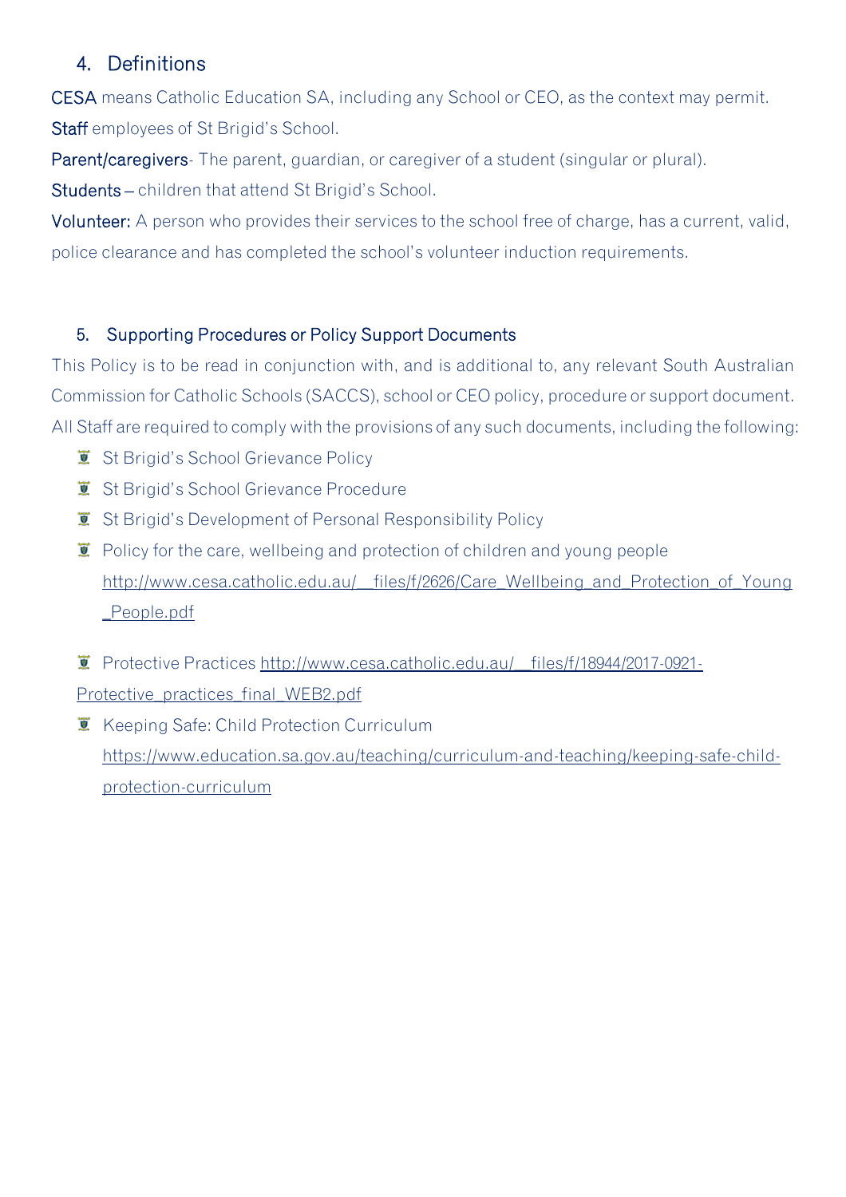## 4. Definitions

**CESA** means Catholic Education SA, including any School or CEO, as the context may permit.

**Staff** employees of St Brigid's School.

**Parent/caregivers**- The parent, guardian, or caregiver of a student (singular or plural).

**Students** – children that attend St Brigid's School.

**Volunteer:** A person who provides their services to the school free of charge, has a current, valid, police clearance and has completed the school's volunteer induction requirements.

## 5. Supporting Procedures or Policy Support Documents

This Policy is to be read in conjunction with, and is additional to, any relevant South Australian Commission for Catholic Schools (SACCS), school or CEO policy, procedure or support document. All Staff are required to comply with the provisions of any such documents, including the following:

- St Brigid's School Grievance Policy
- St Brigid's School Grievance Procedure
- St Brigid's Development of Personal Responsibility Policy
- Policy for the care, wellbeing and protection of children and young people http://www.cesa.catholic.edu.au/__files/f/2626/Care_Wellbeing_and_Protection_of_Young_People.pdf
- Protective Practices http://www.cesa.catholic.edu.au/__files/f/18944/2017-0921-Protective_practices_final_WEB2.pdf
- Keeping Safe: Child Protection Curriculum https://www.education.sa.gov.au/teaching/curriculum-and-teaching/keeping-safe-child-protection-curriculum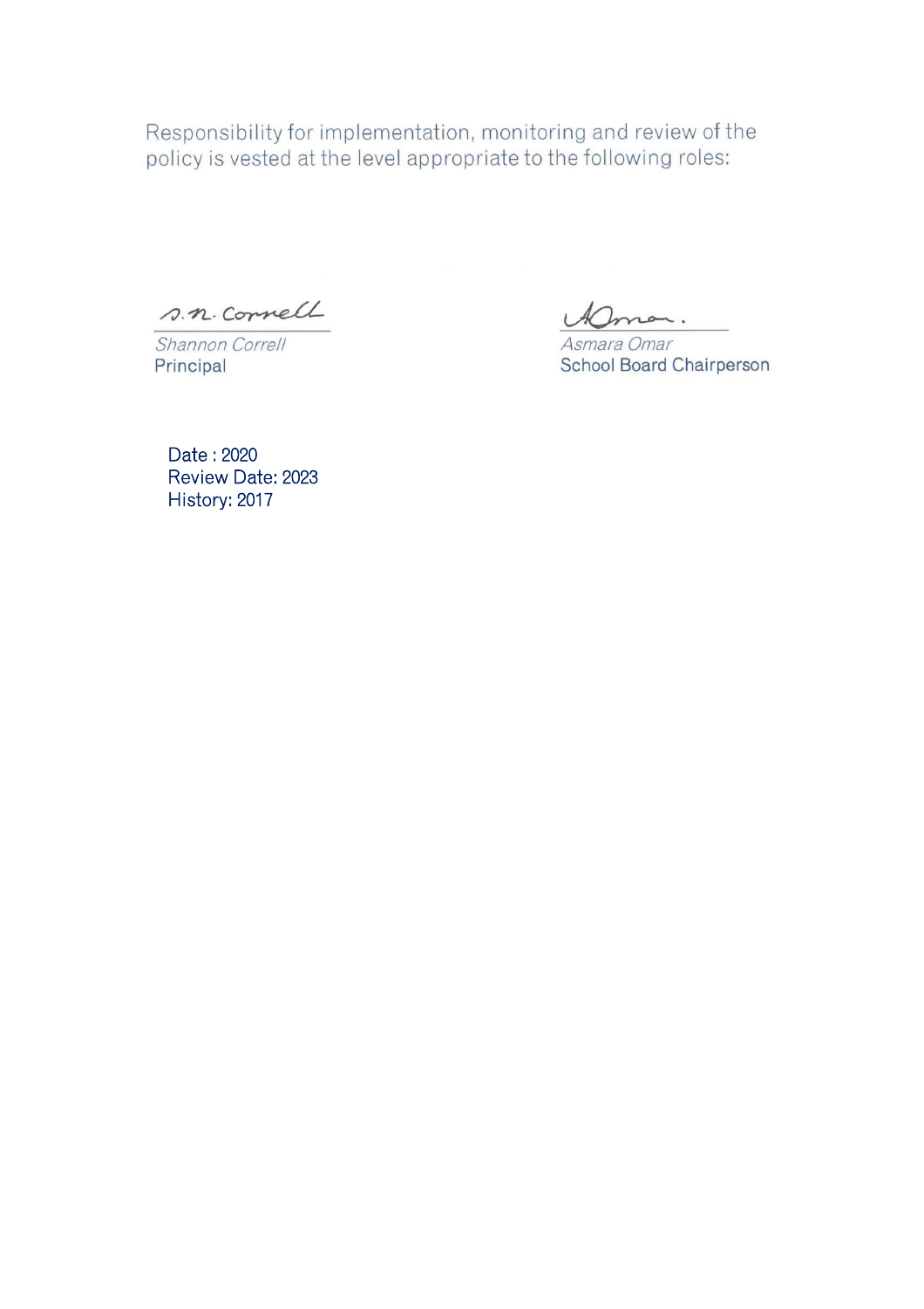Responsibility for implementation, monitoring and review of the policy is vested at the level appropriate to the following roles:

| | |
|---|---|
| *Shannon Correll* | *Asmara Omar* |
| Principal | School Board Chairperson |

Date : 2020
Review Date: 2023
History: 2017